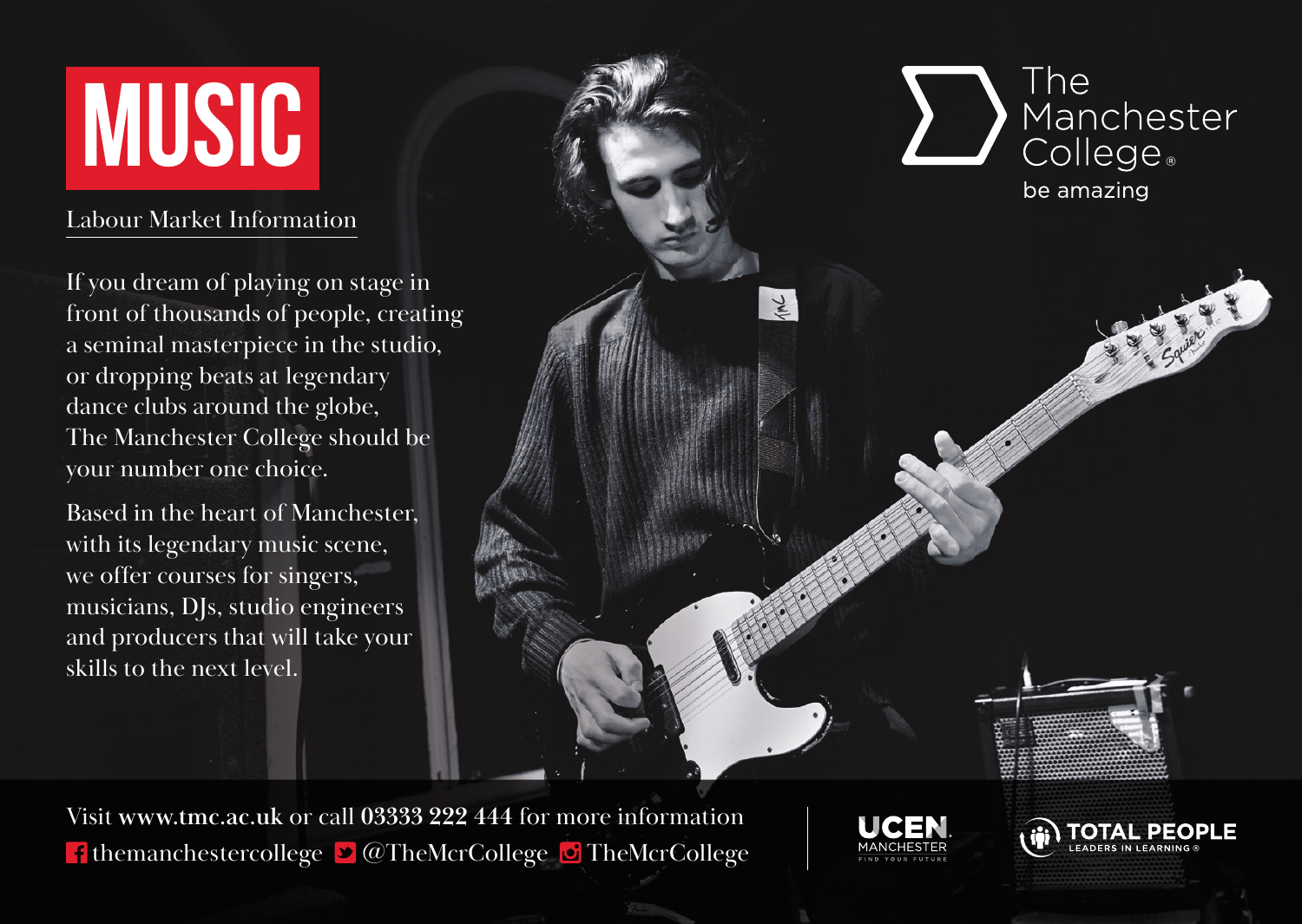# MUSIC

## Labour Market Information

The Manchester College
be amazing

If you dream of playing on stage in front of thousands of people, creating a seminal masterpiece in the studio, or dropping beats at legendary dance clubs around the globe, The Manchester College should be your number one choice.

Based in the heart of Manchester, with its legendary music scene, we offer courses for singers, musicians, DJs, studio engineers and producers that will take your skills to the next level.

Visit **www.tmc.ac.uk** or call **03333 222 444** for more information

themanchestercollege @TheMcrCollege TheMcrCollege

UCEN MANCHESTER FIND YOUR FUTURE

TOTAL PEOPLE LEADERS IN LEARNING ®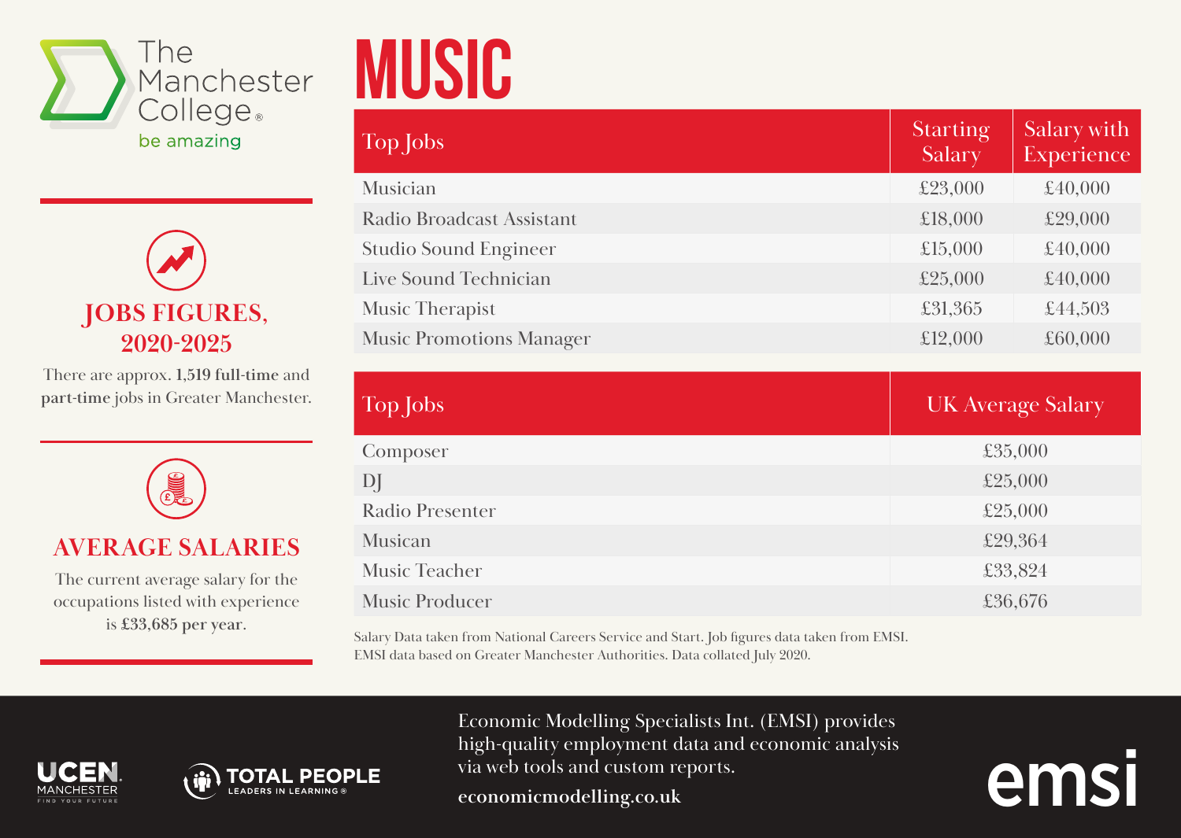The Manchester College

be amazing

# MUSIC

| Top Jobs | Starting Salary | Salary with Experience |
| --- | --- | --- |
| Musician | £23,000 | £40,000 |
| Radio Broadcast Assistant | £18,000 | £29,000 |
| Studio Sound Engineer | £15,000 | £40,000 |
| Live Sound Technician | £25,000 | £40,000 |
| Music Therapist | £31,365 | £44,503 |
| Music Promotions Manager | £12,000 | £60,000 |

| Top Jobs | UK Average Salary |
| --- | --- |
| Composer | £35,000 |
| DJ | £25,000 |
| Radio Presenter | £25,000 |
| Musican | £29,364 |
| Music Teacher | £33,824 |
| Music Producer | £36,676 |

Salary Data taken from National Careers Service and Start. Job figures data taken from EMSI. EMSI data based on Greater Manchester Authorities. Data collated July 2020.

## JOBS FIGURES, 2020-2025

There are approx. **1,519 full-time** and **part-time** jobs in Greater Manchester.

## AVERAGE SALARIES

The current average salary for the occupations listed with experience is **£33,685 per year**.

UCEN MANCHESTER FIND YOUR FUTURE

TOTAL PEOPLE LEADERS IN LEARNING®

Economic Modelling Specialists Int. (EMSI) provides high-quality employment data and economic analysis via web tools and custom reports.

**economicmodelling.co.uk**

emsi